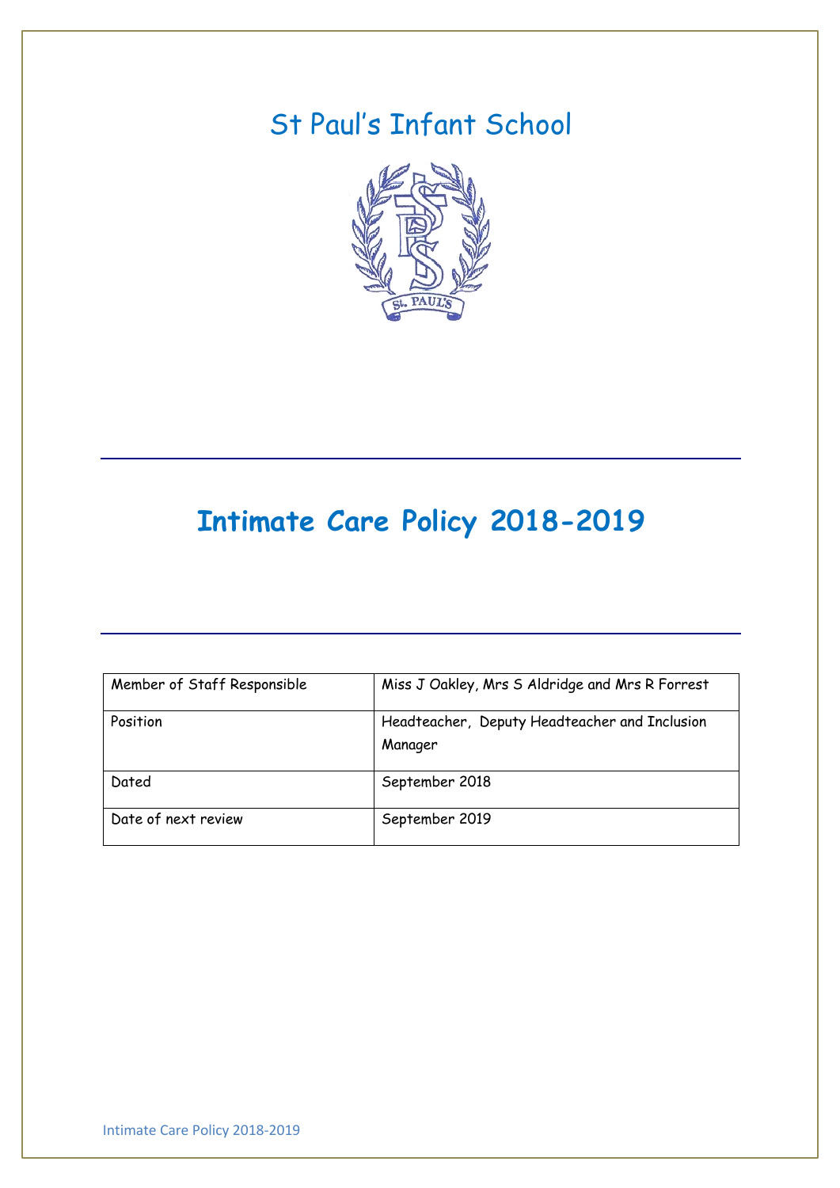# St Paul's Infant School

# Intimate Care Policy 2018-2019

| Member of Staff Responsible | Miss J Oakley, Mrs S Aldridge and Mrs R Forrest |
|---|---|
| Position | Headteacher, Deputy Headteacher and Inclusion Manager |
| Dated | September 2018 |
| Date of next review | September 2019 |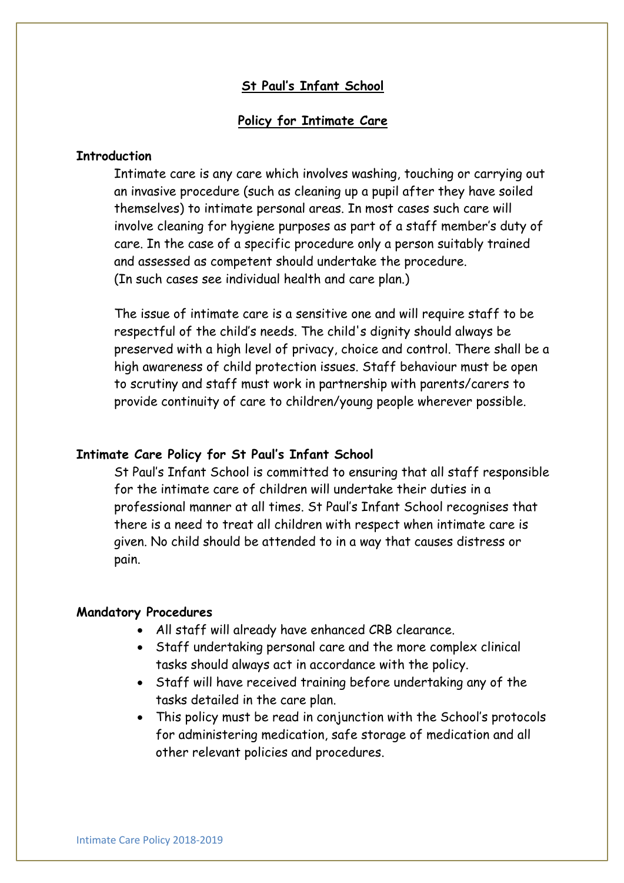# St Paul's Infant School

## Policy for Intimate Care

### Introduction

Intimate care is any care which involves washing, touching or carrying out an invasive procedure (such as cleaning up a pupil after they have soiled themselves) to intimate personal areas. In most cases such care will involve cleaning for hygiene purposes as part of a staff member's duty of care. In the case of a specific procedure only a person suitably trained and assessed as competent should undertake the procedure. (In such cases see individual health and care plan.)

The issue of intimate care is a sensitive one and will require staff to be respectful of the child's needs. The child's dignity should always be preserved with a high level of privacy, choice and control. There shall be a high awareness of child protection issues. Staff behaviour must be open to scrutiny and staff must work in partnership with parents/carers to provide continuity of care to children/young people wherever possible.

### Intimate Care Policy for St Paul's Infant School

St Paul's Infant School is committed to ensuring that all staff responsible for the intimate care of children will undertake their duties in a professional manner at all times. St Paul's Infant School recognises that there is a need to treat all children with respect when intimate care is given. No child should be attended to in a way that causes distress or pain.

### Mandatory Procedures

- All staff will already have enhanced CRB clearance.
- Staff undertaking personal care and the more complex clinical tasks should always act in accordance with the policy.
- Staff will have received training before undertaking any of the tasks detailed in the care plan.
- This policy must be read in conjunction with the School's protocols for administering medication, safe storage of medication and all other relevant policies and procedures.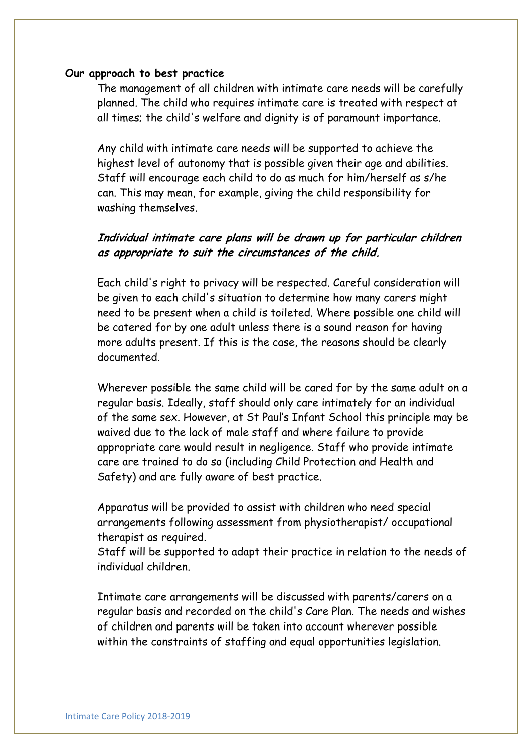**Our approach to best practice**

The management of all children with intimate care needs will be carefully planned. The child who requires intimate care is treated with respect at all times; the child's welfare and dignity is of paramount importance.

Any child with intimate care needs will be supported to achieve the highest level of autonomy that is possible given their age and abilities. Staff will encourage each child to do as much for him/herself as s/he can. This may mean, for example, giving the child responsibility for washing themselves.

***Individual intimate care plans will be drawn up for particular children as appropriate to suit the circumstances of the child.***

Each child's right to privacy will be respected. Careful consideration will be given to each child's situation to determine how many carers might need to be present when a child is toileted. Where possible one child will be catered for by one adult unless there is a sound reason for having more adults present. If this is the case, the reasons should be clearly documented.

Wherever possible the same child will be cared for by the same adult on a regular basis. Ideally, staff should only care intimately for an individual of the same sex. However, at St Paul's Infant School this principle may be waived due to the lack of male staff and where failure to provide appropriate care would result in negligence. Staff who provide intimate care are trained to do so (including Child Protection and Health and Safety) and are fully aware of best practice.

Apparatus will be provided to assist with children who need special arrangements following assessment from physiotherapist/ occupational therapist as required.
Staff will be supported to adapt their practice in relation to the needs of individual children.

Intimate care arrangements will be discussed with parents/carers on a regular basis and recorded on the child's Care Plan. The needs and wishes of children and parents will be taken into account wherever possible within the constraints of staffing and equal opportunities legislation.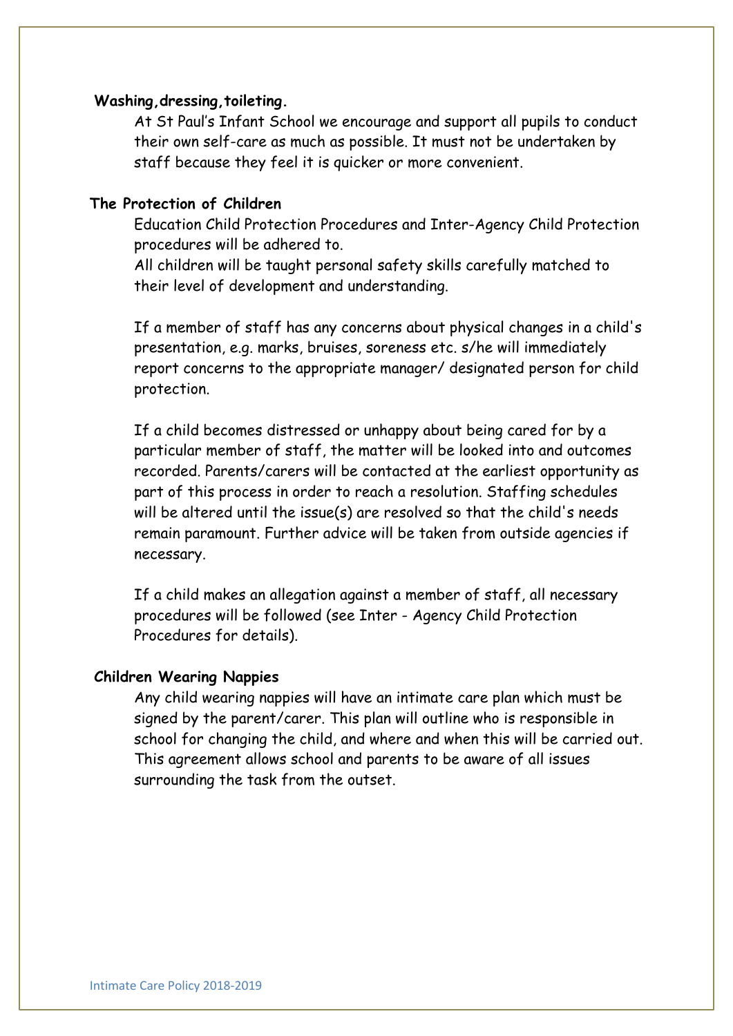**Washing,dressing,toileting.**

At St Paul's Infant School we encourage and support all pupils to conduct their own self-care as much as possible. It must not be undertaken by staff because they feel it is quicker or more convenient.

**The Protection of Children**

Education Child Protection Procedures and Inter-Agency Child Protection procedures will be adhered to.

All children will be taught personal safety skills carefully matched to their level of development and understanding.

If a member of staff has any concerns about physical changes in a child's presentation, e.g. marks, bruises, soreness etc. s/he will immediately report concerns to the appropriate manager/ designated person for child protection.

If a child becomes distressed or unhappy about being cared for by a particular member of staff, the matter will be looked into and outcomes recorded. Parents/carers will be contacted at the earliest opportunity as part of this process in order to reach a resolution. Staffing schedules will be altered until the issue(s) are resolved so that the child's needs remain paramount. Further advice will be taken from outside agencies if necessary.

If a child makes an allegation against a member of staff, all necessary procedures will be followed (see Inter - Agency Child Protection Procedures for details).

**Children Wearing Nappies**

Any child wearing nappies will have an intimate care plan which must be signed by the parent/carer. This plan will outline who is responsible in school for changing the child, and where and when this will be carried out. This agreement allows school and parents to be aware of all issues surrounding the task from the outset.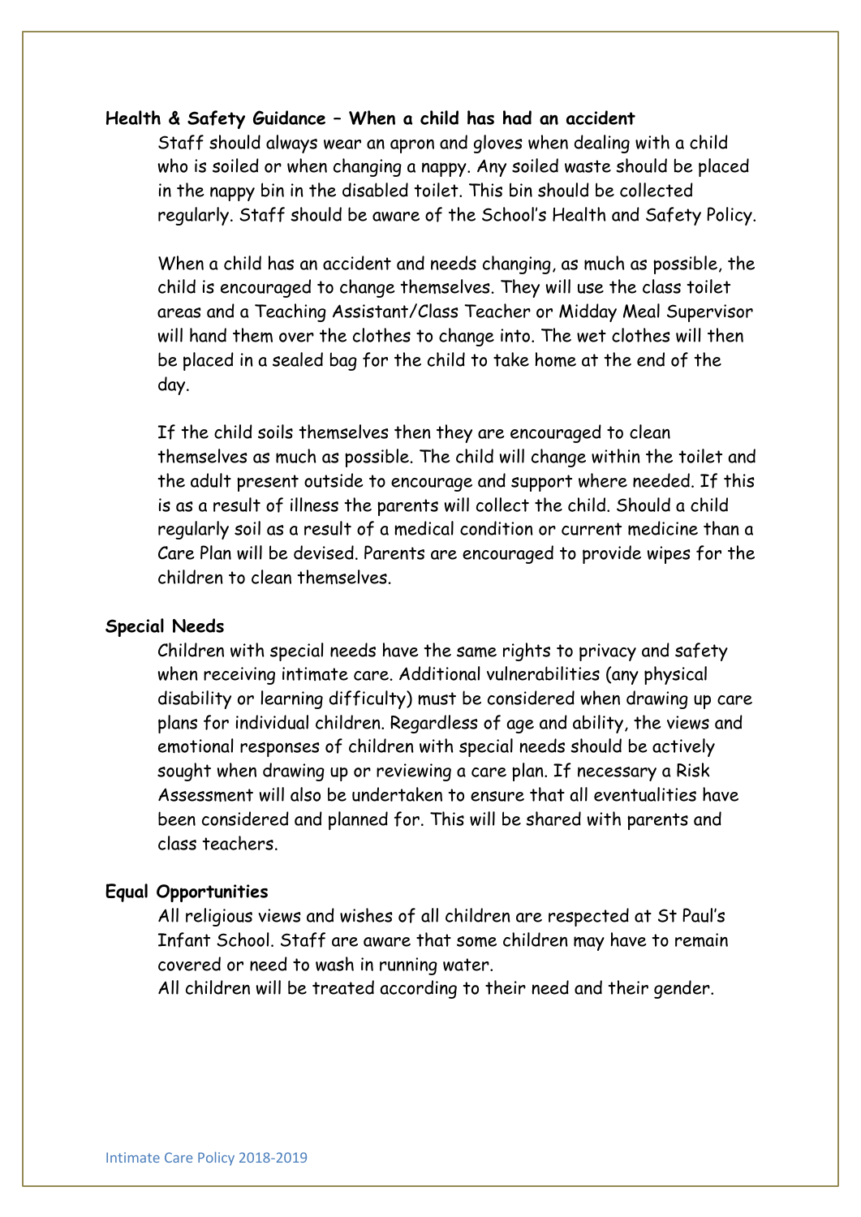**Health & Safety Guidance – When a child has had an accident**

Staff should always wear an apron and gloves when dealing with a child who is soiled or when changing a nappy. Any soiled waste should be placed in the nappy bin in the disabled toilet. This bin should be collected regularly. Staff should be aware of the School's Health and Safety Policy.

When a child has an accident and needs changing, as much as possible, the child is encouraged to change themselves. They will use the class toilet areas and a Teaching Assistant/Class Teacher or Midday Meal Supervisor will hand them over the clothes to change into. The wet clothes will then be placed in a sealed bag for the child to take home at the end of the day.

If the child soils themselves then they are encouraged to clean themselves as much as possible. The child will change within the toilet and the adult present outside to encourage and support where needed. If this is as a result of illness the parents will collect the child. Should a child regularly soil as a result of a medical condition or current medicine than a Care Plan will be devised. Parents are encouraged to provide wipes for the children to clean themselves.

**Special Needs**

Children with special needs have the same rights to privacy and safety when receiving intimate care. Additional vulnerabilities (any physical disability or learning difficulty) must be considered when drawing up care plans for individual children. Regardless of age and ability, the views and emotional responses of children with special needs should be actively sought when drawing up or reviewing a care plan. If necessary a Risk Assessment will also be undertaken to ensure that all eventualities have been considered and planned for. This will be shared with parents and class teachers.

**Equal Opportunities**

All religious views and wishes of all children are respected at St Paul's Infant School. Staff are aware that some children may have to remain covered or need to wash in running water.

All children will be treated according to their need and their gender.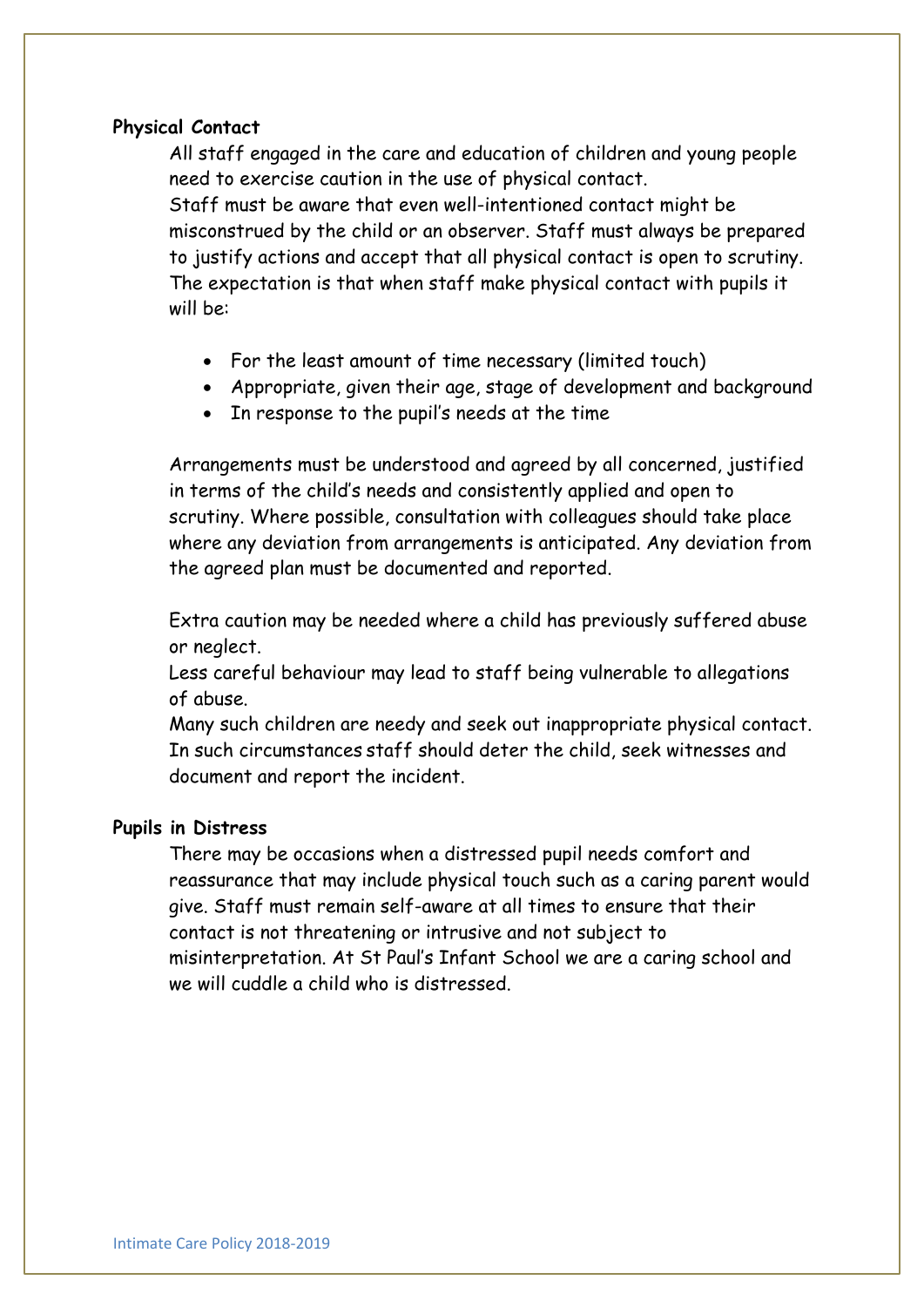**Physical Contact**

All staff engaged in the care and education of children and young people need to exercise caution in the use of physical contact.
Staff must be aware that even well-intentioned contact might be misconstrued by the child or an observer. Staff must always be prepared to justify actions and accept that all physical contact is open to scrutiny.
The expectation is that when staff make physical contact with pupils it will be:

- For the least amount of time necessary (limited touch)
- Appropriate, given their age, stage of development and background
- In response to the pupil's needs at the time

Arrangements must be understood and agreed by all concerned, justified in terms of the child's needs and consistently applied and open to scrutiny. Where possible, consultation with colleagues should take place where any deviation from arrangements is anticipated. Any deviation from the agreed plan must be documented and reported.

Extra caution may be needed where a child has previously suffered abuse or neglect.
Less careful behaviour may lead to staff being vulnerable to allegations of abuse.
Many such children are needy and seek out inappropriate physical contact. In such circumstances staff should deter the child, seek witnesses and document and report the incident.

**Pupils in Distress**

There may be occasions when a distressed pupil needs comfort and reassurance that may include physical touch such as a caring parent would give. Staff must remain self-aware at all times to ensure that their contact is not threatening or intrusive and not subject to misinterpretation. At St Paul's Infant School we are a caring school and we will cuddle a child who is distressed.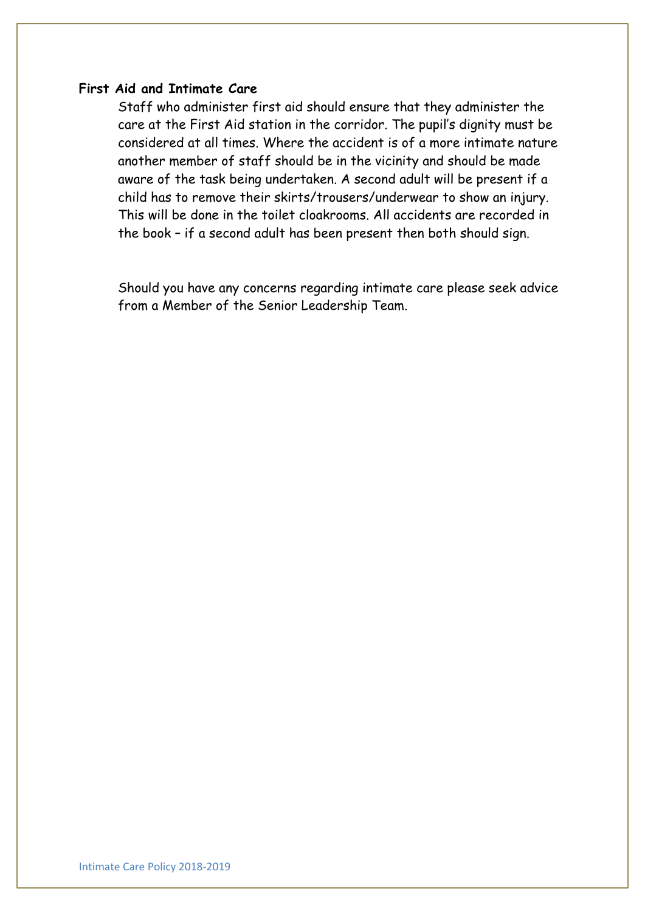**First Aid and Intimate Care**

Staff who administer first aid should ensure that they administer the care at the First Aid station in the corridor. The pupil's dignity must be considered at all times. Where the accident is of a more intimate nature another member of staff should be in the vicinity and should be made aware of the task being undertaken. A second adult will be present if a child has to remove their skirts/trousers/underwear to show an injury. This will be done in the toilet cloakrooms. All accidents are recorded in the book – if a second adult has been present then both should sign.

Should you have any concerns regarding intimate care please seek advice from a Member of the Senior Leadership Team.